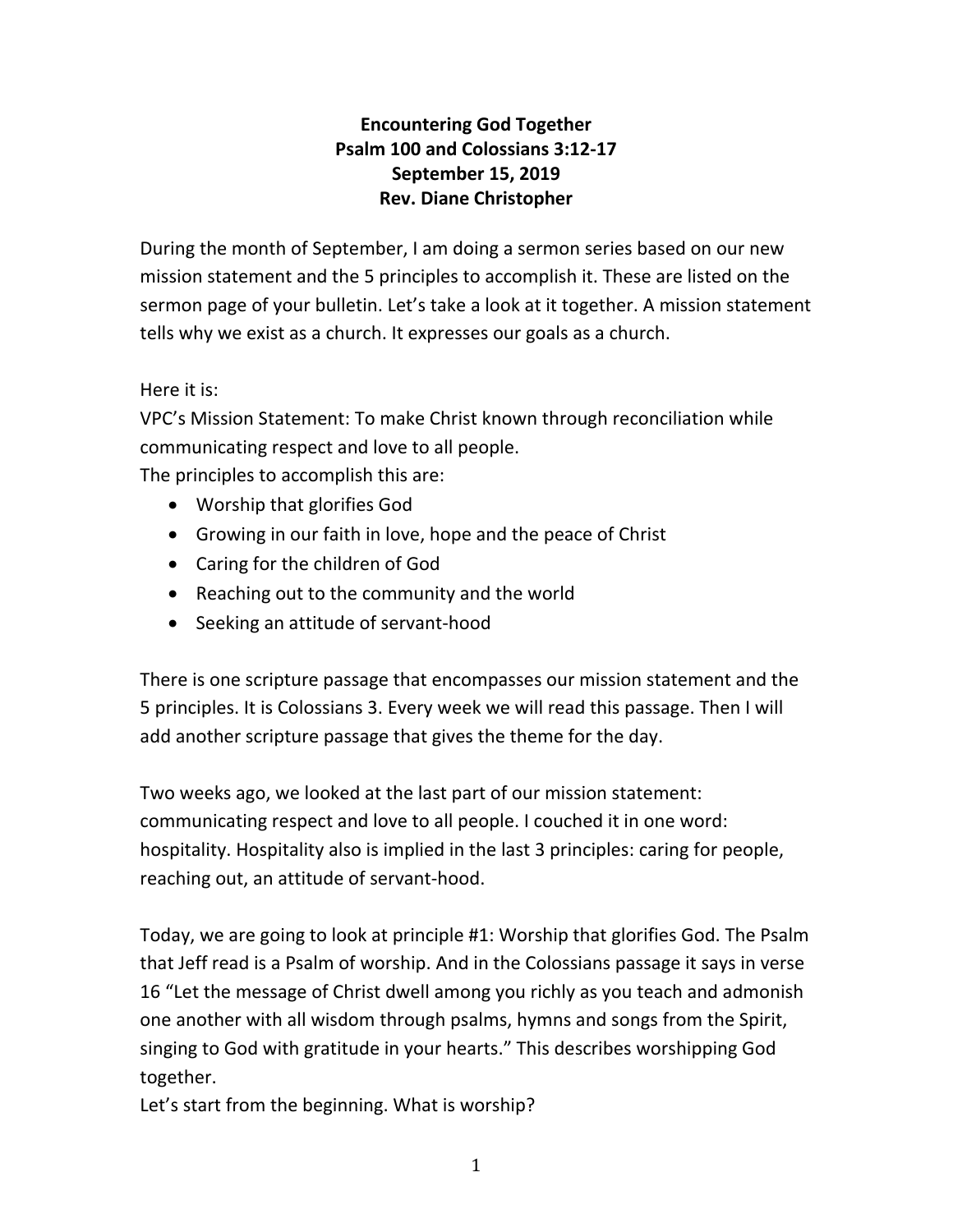**Encountering God Together**
**Psalm 100 and Colossians 3:12-17**
**September 15, 2019**
**Rev. Diane Christopher**

During the month of September, I am doing a sermon series based on our new mission statement and the 5 principles to accomplish it. These are listed on the sermon page of your bulletin. Let's take a look at it together. A mission statement tells why we exist as a church. It expresses our goals as a church.

Here it is:
VPC's Mission Statement: To make Christ known through reconciliation while communicating respect and love to all people.
The principles to accomplish this are:

- Worship that glorifies God
- Growing in our faith in love, hope and the peace of Christ
- Caring for the children of God
- Reaching out to the community and the world
- Seeking an attitude of servant-hood

There is one scripture passage that encompasses our mission statement and the 5 principles. It is Colossians 3. Every week we will read this passage. Then I will add another scripture passage that gives the theme for the day.

Two weeks ago, we looked at the last part of our mission statement: communicating respect and love to all people. I couched it in one word: hospitality. Hospitality also is implied in the last 3 principles: caring for people, reaching out, an attitude of servant-hood.

Today, we are going to look at principle #1: Worship that glorifies God. The Psalm that Jeff read is a Psalm of worship. And in the Colossians passage it says in verse 16 "Let the message of Christ dwell among you richly as you teach and admonish one another with all wisdom through psalms, hymns and songs from the Spirit, singing to God with gratitude in your hearts." This describes worshipping God together.
Let's start from the beginning. What is worship?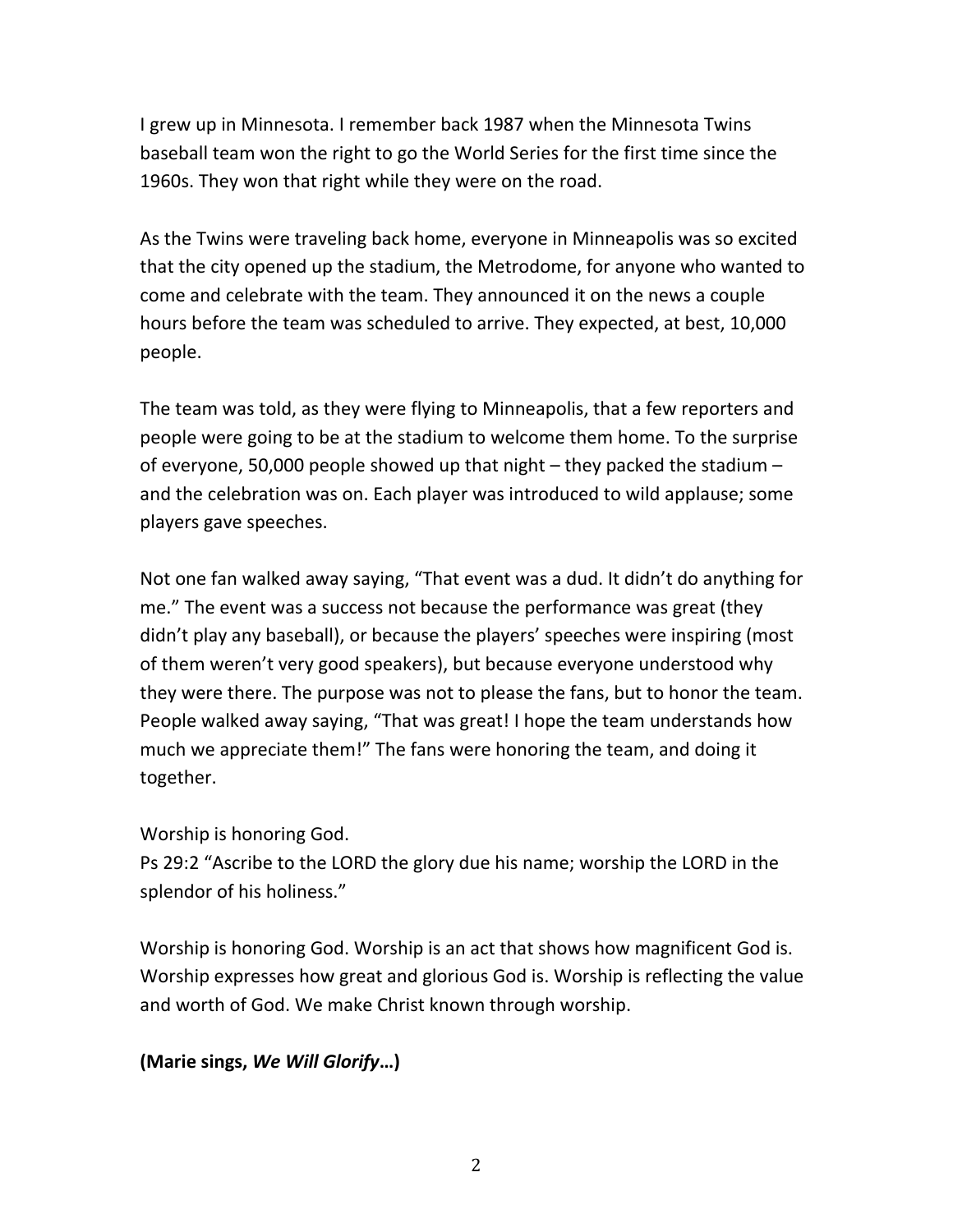I grew up in Minnesota. I remember back 1987 when the Minnesota Twins baseball team won the right to go the World Series for the first time since the 1960s. They won that right while they were on the road.

As the Twins were traveling back home, everyone in Minneapolis was so excited that the city opened up the stadium, the Metrodome, for anyone who wanted to come and celebrate with the team. They announced it on the news a couple hours before the team was scheduled to arrive. They expected, at best, 10,000 people.

The team was told, as they were flying to Minneapolis, that a few reporters and people were going to be at the stadium to welcome them home. To the surprise of everyone, 50,000 people showed up that night – they packed the stadium – and the celebration was on. Each player was introduced to wild applause; some players gave speeches.

Not one fan walked away saying, "That event was a dud. It didn't do anything for me." The event was a success not because the performance was great (they didn't play any baseball), or because the players' speeches were inspiring (most of them weren't very good speakers), but because everyone understood why they were there. The purpose was not to please the fans, but to honor the team. People walked away saying, "That was great! I hope the team understands how much we appreciate them!" The fans were honoring the team, and doing it together.

Worship is honoring God.
Ps 29:2 "Ascribe to the LORD the glory due his name; worship the LORD in the splendor of his holiness."

Worship is honoring God. Worship is an act that shows how magnificent God is. Worship expresses how great and glorious God is. Worship is reflecting the value and worth of God. We make Christ known through worship.

**(Marie sings, *We Will Glorify*…)**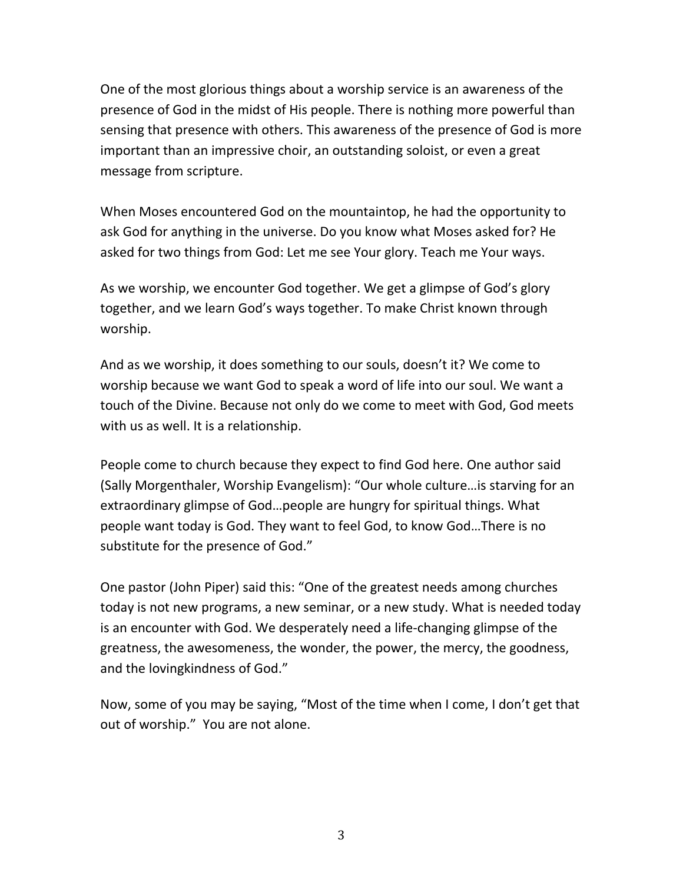One of the most glorious things about a worship service is an awareness of the presence of God in the midst of His people. There is nothing more powerful than sensing that presence with others. This awareness of the presence of God is more important than an impressive choir, an outstanding soloist, or even a great message from scripture.

When Moses encountered God on the mountaintop, he had the opportunity to ask God for anything in the universe. Do you know what Moses asked for? He asked for two things from God: Let me see Your glory. Teach me Your ways.

As we worship, we encounter God together. We get a glimpse of God's glory together, and we learn God's ways together. To make Christ known through worship.

And as we worship, it does something to our souls, doesn't it? We come to worship because we want God to speak a word of life into our soul. We want a touch of the Divine. Because not only do we come to meet with God, God meets with us as well. It is a relationship.

People come to church because they expect to find God here. One author said (Sally Morgenthaler, Worship Evangelism): "Our whole culture…is starving for an extraordinary glimpse of God…people are hungry for spiritual things. What people want today is God. They want to feel God, to know God…There is no substitute for the presence of God."

One pastor (John Piper) said this: "One of the greatest needs among churches today is not new programs, a new seminar, or a new study. What is needed today is an encounter with God. We desperately need a life-changing glimpse of the greatness, the awesomeness, the wonder, the power, the mercy, the goodness, and the lovingkindness of God."

Now, some of you may be saying, "Most of the time when I come, I don't get that out of worship." You are not alone.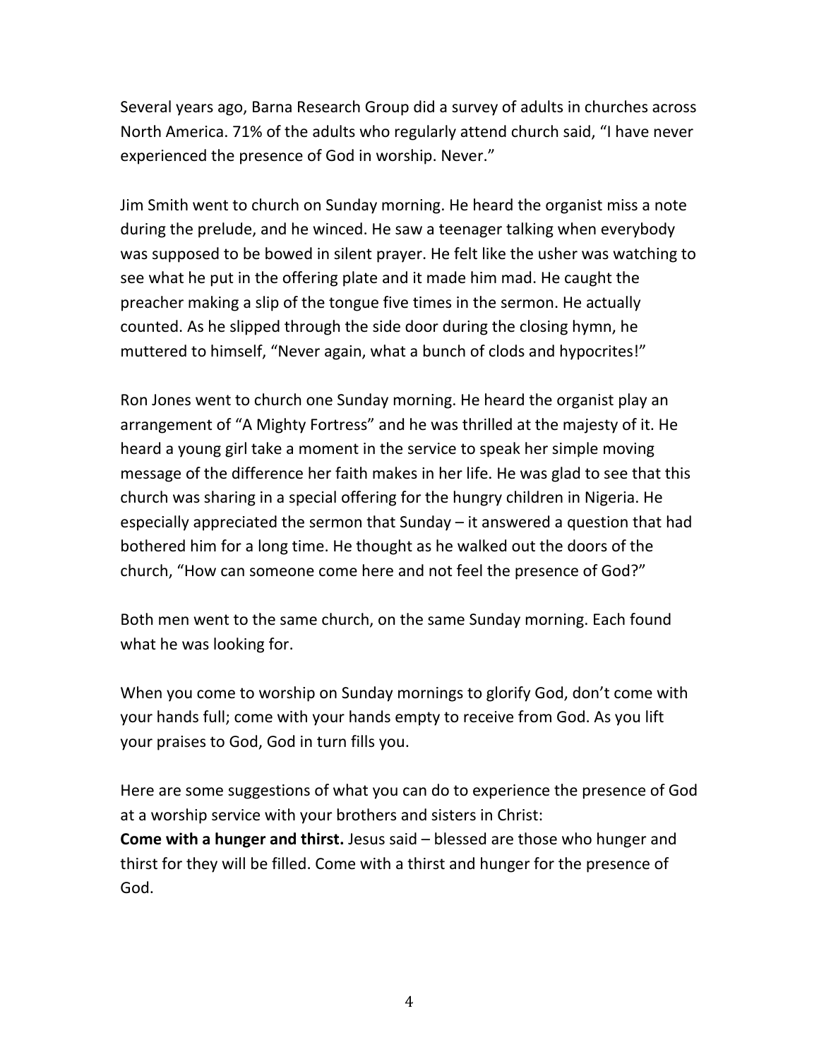Several years ago, Barna Research Group did a survey of adults in churches across North America. 71% of the adults who regularly attend church said, “I have never experienced the presence of God in worship. Never.”

Jim Smith went to church on Sunday morning. He heard the organist miss a note during the prelude, and he winced. He saw a teenager talking when everybody was supposed to be bowed in silent prayer. He felt like the usher was watching to see what he put in the offering plate and it made him mad. He caught the preacher making a slip of the tongue five times in the sermon. He actually counted. As he slipped through the side door during the closing hymn, he muttered to himself, “Never again, what a bunch of clods and hypocrites!”

Ron Jones went to church one Sunday morning. He heard the organist play an arrangement of “A Mighty Fortress” and he was thrilled at the majesty of it. He heard a young girl take a moment in the service to speak her simple moving message of the difference her faith makes in her life. He was glad to see that this church was sharing in a special offering for the hungry children in Nigeria. He especially appreciated the sermon that Sunday – it answered a question that had bothered him for a long time. He thought as he walked out the doors of the church, “How can someone come here and not feel the presence of God?”

Both men went to the same church, on the same Sunday morning. Each found what he was looking for.

When you come to worship on Sunday mornings to glorify God, don’t come with your hands full; come with your hands empty to receive from God. As you lift your praises to God, God in turn fills you.

Here are some suggestions of what you can do to experience the presence of God at a worship service with your brothers and sisters in Christ:
**Come with a hunger and thirst.** Jesus said – blessed are those who hunger and thirst for they will be filled. Come with a thirst and hunger for the presence of God.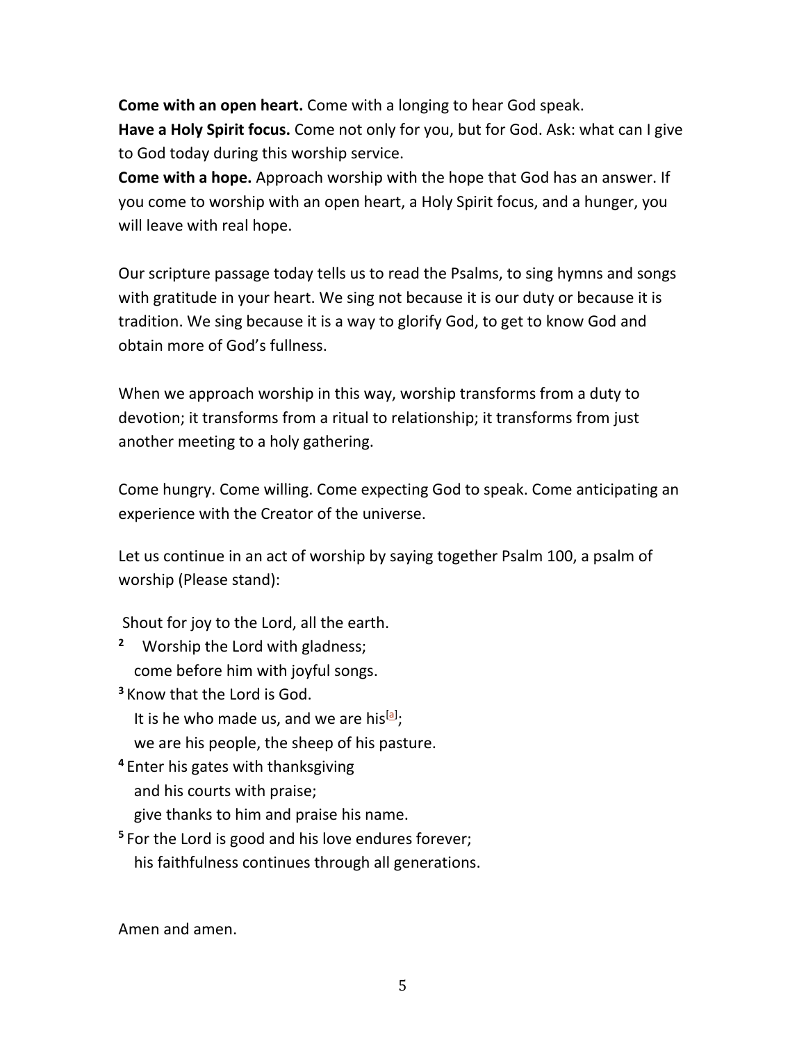**Come with an open heart.** Come with a longing to hear God speak.
**Have a Holy Spirit focus.** Come not only for you, but for God. Ask: what can I give to God today during this worship service.
**Come with a hope.** Approach worship with the hope that God has an answer. If you come to worship with an open heart, a Holy Spirit focus, and a hunger, you will leave with real hope.

Our scripture passage today tells us to read the Psalms, to sing hymns and songs with gratitude in your heart. We sing not because it is our duty or because it is tradition. We sing because it is a way to glorify God, to get to know God and obtain more of God's fullness.

When we approach worship in this way, worship transforms from a duty to devotion; it transforms from a ritual to relationship; it transforms from just another meeting to a holy gathering.

Come hungry. Come willing. Come expecting God to speak. Come anticipating an experience with the Creator of the universe.

Let us continue in an act of worship by saying together Psalm 100, a psalm of worship (Please stand):

Shout for joy to the Lord, all the earth.
**2** Worship the Lord with gladness;
come before him with joyful songs.
**3** Know that the Lord is God.
It is he who made us, and we are his[a];
we are his people, the sheep of his pasture.
**4** Enter his gates with thanksgiving
and his courts with praise;
give thanks to him and praise his name.
**5** For the Lord is good and his love endures forever;
his faithfulness continues through all generations.

Amen and amen.